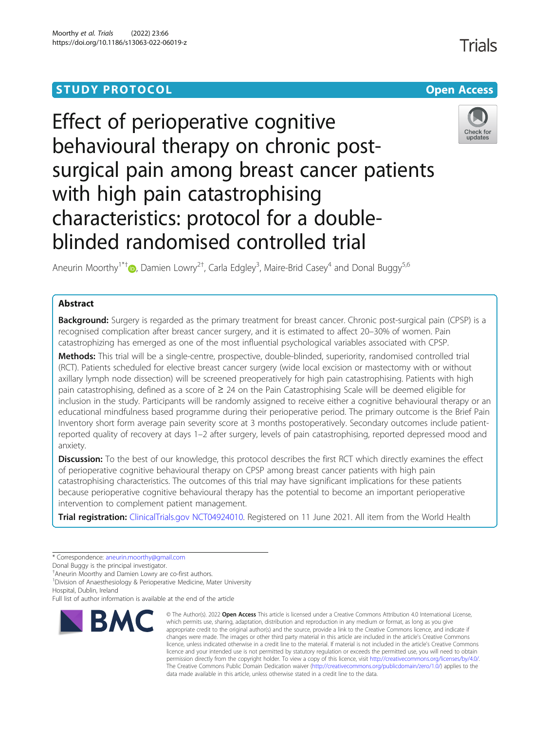**STUDY PROTOCOL** **Open Access**

# Effect of perioperative cognitive behavioural therapy on chronic post-surgical pain among breast cancer patients with high pain catastrophising characteristics: protocol for a double-blinded randomised controlled trial

Aneurin Moorthy[1*†], Damien Lowry[2†], Carla Edgley[3], Maire-Brid Casey[4] and Donal Buggy[5,6]

## Abstract

**Background:** Surgery is regarded as the primary treatment for breast cancer. Chronic post-surgical pain (CPSP) is a recognised complication after breast cancer surgery, and it is estimated to affect 20–30% of women. Pain catastrophizing has emerged as one of the most influential psychological variables associated with CPSP.

**Methods:** This trial will be a single-centre, prospective, double-blinded, superiority, randomised controlled trial (RCT). Patients scheduled for elective breast cancer surgery (wide local excision or mastectomy with or without axillary lymph node dissection) will be screened preoperatively for high pain catastrophising. Patients with high pain catastrophising, defined as a score of ≥ 24 on the Pain Catastrophising Scale will be deemed eligible for inclusion in the study. Participants will be randomly assigned to receive either a cognitive behavioural therapy or an educational mindfulness based programme during their perioperative period. The primary outcome is the Brief Pain Inventory short form average pain severity score at 3 months postoperatively. Secondary outcomes include patient-reported quality of recovery at days 1–2 after surgery, levels of pain catastrophising, reported depressed mood and anxiety.

**Discussion:** To the best of our knowledge, this protocol describes the first RCT which directly examines the effect of perioperative cognitive behavioural therapy on CPSP among breast cancer patients with high pain catastrophising characteristics. The outcomes of this trial may have significant implications for these patients because perioperative cognitive behavioural therapy has the potential to become an important perioperative intervention to complement patient management.

**Trial registration:** ClinicalTrials.gov NCT04924010. Registered on 11 June 2021. All item from the World Health

---

* Correspondence: aneurin.moorthy@gmail.com
Donal Buggy is the principal investigator.
†Aneurin Moorthy and Damien Lowry are co-first authors.
[1]Division of Anaesthesiology & Perioperative Medicine, Mater University Hospital, Dublin, Ireland
Full list of author information is available at the end of the article

© The Author(s). 2022 **Open Access** This article is licensed under a Creative Commons Attribution 4.0 International License, which permits use, sharing, adaptation, distribution and reproduction in any medium or format, as long as you give appropriate credit to the original author(s) and the source, provide a link to the Creative Commons licence, and indicate if changes were made. The images or other third party material in this article are included in the article's Creative Commons licence, unless indicated otherwise in a credit line to the material. If material is not included in the article's Creative Commons licence and your intended use is not permitted by statutory regulation or exceeds the permitted use, you will need to obtain permission directly from the copyright holder. To view a copy of this licence, visit http://creativecommons.org/licenses/by/4.0/. The Creative Commons Public Domain Dedication waiver (http://creativecommons.org/publicdomain/zero/1.0/) applies to the data made available in this article, unless otherwise stated in a credit line to the data.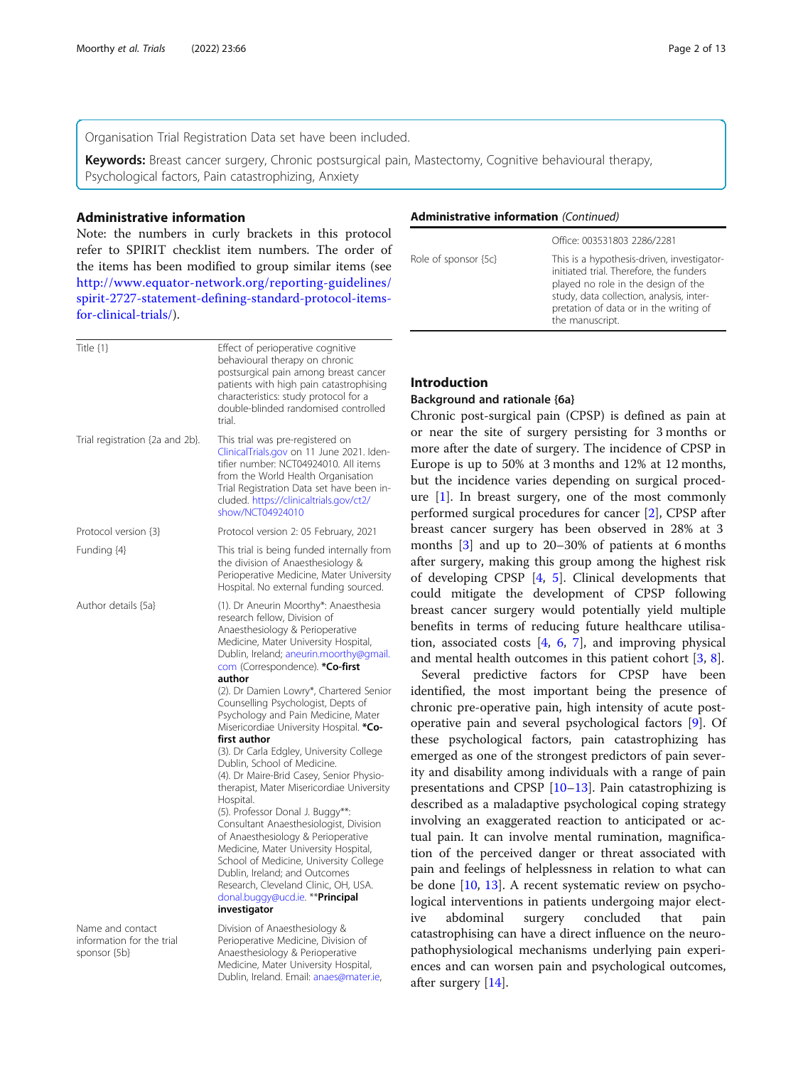Organisation Trial Registration Data set have been included.

**Keywords:** Breast cancer surgery, Chronic postsurgical pain, Mastectomy, Cognitive behavioural therapy, Psychological factors, Pain catastrophizing, Anxiety

## Administrative information

Note: the numbers in curly brackets in this protocol refer to SPIRIT checklist item numbers. The order of the items has been modified to group similar items (see http://www.equator-network.org/reporting-guidelines/spirit-2727-statement-defining-standard-protocol-items-for-clinical-trials/).

| | |
|---|---|
| Title {1} | Effect of perioperative cognitive behavioural therapy on chronic postsurgical pain among breast cancer patients with high pain catastrophising characteristics: study protocol for a double-blinded randomised controlled trial. |
| Trial registration {2a and 2b}. | This trial was pre-registered on ClinicalTrials.gov on 11 June 2021. Identifier number: NCT04924010. All items from the World Health Organisation Trial Registration Data set have been included. https://clinicaltrials.gov/ct2/show/NCT04924010 |
| Protocol version {3} | Protocol version 2: 05 February, 2021 |
| Funding {4} | This trial is being funded internally from the division of Anaesthesiology & Perioperative Medicine, Mater University Hospital. No external funding sourced. |
| Author details {5a} | (1). Dr Aneurin Moorthy*: Anaesthesia research fellow, Division of Anaesthesiology & Perioperative Medicine, Mater University Hospital, Dublin, Ireland; aneurin.moorthy@gmail.com (Correspondence). **\*Co-first author** (2). Dr Damien Lowry*, Chartered Senior Counselling Psychologist, Depts of Psychology and Pain Medicine, Mater Misericordiae University Hospital. **\*Co-first author** (3). Dr Carla Edgley, University College Dublin, School of Medicine. (4). Dr Maire-Brid Casey, Senior Physiotherapist, Mater Misericordiae University Hospital. (5). Professor Donal J. Buggy**: Consultant Anaesthesiologist, Division of Anaesthesiology & Perioperative Medicine, Mater University Hospital, School of Medicine, University College Dublin, Ireland; and Outcomes Research, Cleveland Clinic, OH, USA. donal.buggy@ucd.ie. **\*\*Principal investigator** |
| Name and contact information for the trial sponsor {5b} | Division of Anaesthesiology & Perioperative Medicine, Division of Anaesthesiology & Perioperative Medicine, Mater University Hospital, Dublin, Ireland. Email: anaes@mater.ie, Office: 003531803 2286/2281 |
| Role of sponsor {5c} | This is a hypothesis-driven, investigator-initiated trial. Therefore, the funders played no role in the design of the study, data collection, analysis, interpretation of data or in the writing of the manuscript. |

## Introduction

### Background and rationale {6a}

Chronic post-surgical pain (CPSP) is defined as pain at or near the site of surgery persisting for 3 months or more after the date of surgery. The incidence of CPSP in Europe is up to 50% at 3 months and 12% at 12 months, but the incidence varies depending on surgical procedure [1]. In breast surgery, one of the most commonly performed surgical procedures for cancer [2], CPSP after breast cancer surgery has been observed in 28% at 3 months [3] and up to 20–30% of patients at 6 months after surgery, making this group among the highest risk of developing CPSP [4, 5]. Clinical developments that could mitigate the development of CPSP following breast cancer surgery would potentially yield multiple benefits in terms of reducing future healthcare utilisation, associated costs [4, 6, 7], and improving physical and mental health outcomes in this patient cohort [3, 8].

Several predictive factors for CPSP have been identified, the most important being the presence of chronic pre-operative pain, high intensity of acute post-operative pain and several psychological factors [9]. Of these psychological factors, pain catastrophizing has emerged as one of the strongest predictors of pain severity and disability among individuals with a range of pain presentations and CPSP [10–13]. Pain catastrophizing is described as a maladaptive psychological coping strategy involving an exaggerated reaction to anticipated or actual pain. It can involve mental rumination, magnification of the perceived danger or threat associated with pain and feelings of helplessness in relation to what can be done [10, 13]. A recent systematic review on psychological interventions in patients undergoing major elective abdominal surgery concluded that pain catastrophising can have a direct influence on the neuropathophysiological mechanisms underlying pain experiences and can worsen pain and psychological outcomes, after surgery [14].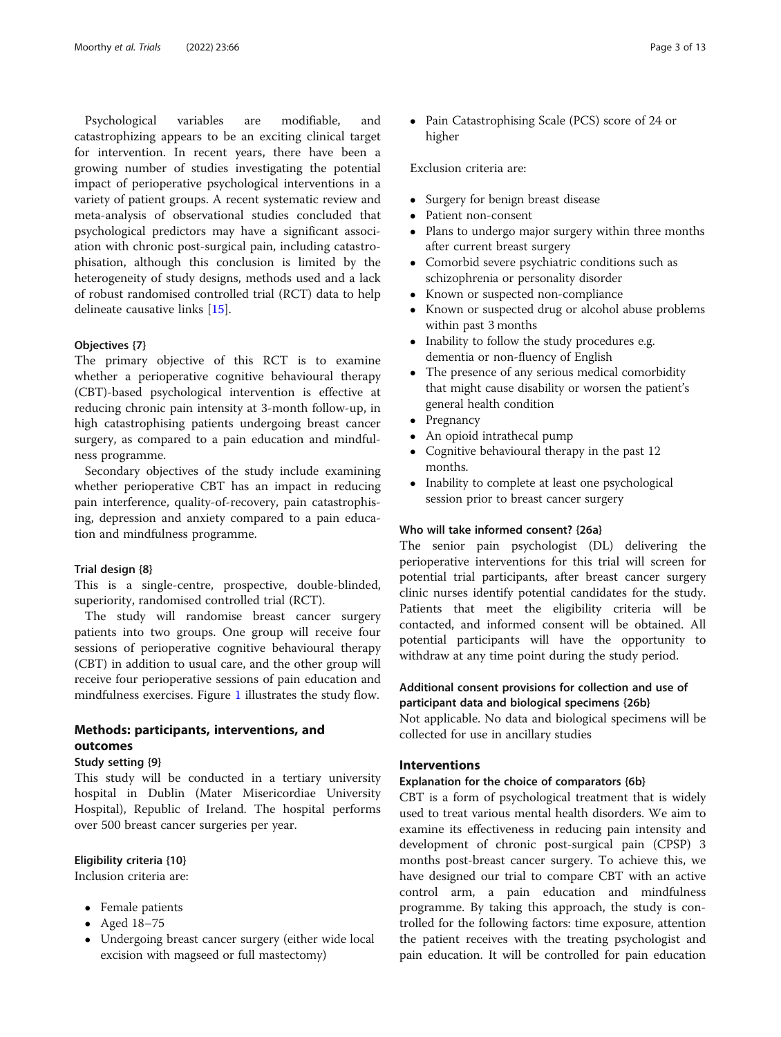Psychological variables are modifiable, and catastrophizing appears to be an exciting clinical target for intervention. In recent years, there have been a growing number of studies investigating the potential impact of perioperative psychological interventions in a variety of patient groups. A recent systematic review and meta-analysis of observational studies concluded that psychological predictors may have a significant association with chronic post-surgical pain, including catastrophisation, although this conclusion is limited by the heterogeneity of study designs, methods used and a lack of robust randomised controlled trial (RCT) data to help delineate causative links [15].

### Objectives {7}

The primary objective of this RCT is to examine whether a perioperative cognitive behavioural therapy (CBT)-based psychological intervention is effective at reducing chronic pain intensity at 3-month follow-up, in high catastrophising patients undergoing breast cancer surgery, as compared to a pain education and mindfulness programme.

Secondary objectives of the study include examining whether perioperative CBT has an impact in reducing pain interference, quality-of-recovery, pain catastrophising, depression and anxiety compared to a pain education and mindfulness programme.

### Trial design {8}

This is a single-centre, prospective, double-blinded, superiority, randomised controlled trial (RCT).

The study will randomise breast cancer surgery patients into two groups. One group will receive four sessions of perioperative cognitive behavioural therapy (CBT) in addition to usual care, and the other group will receive four perioperative sessions of pain education and mindfulness exercises. Figure 1 illustrates the study flow.

## Methods: participants, interventions, and outcomes

### Study setting {9}

This study will be conducted in a tertiary university hospital in Dublin (Mater Misericordiae University Hospital), Republic of Ireland. The hospital performs over 500 breast cancer surgeries per year.

### Eligibility criteria {10}

Inclusion criteria are:

- Female patients
- Aged 18–75
- Undergoing breast cancer surgery (either wide local excision with magseed or full mastectomy)
- Pain Catastrophising Scale (PCS) score of 24 or higher

Exclusion criteria are:

- Surgery for benign breast disease
- Patient non-consent
- Plans to undergo major surgery within three months after current breast surgery
- Comorbid severe psychiatric conditions such as schizophrenia or personality disorder
- Known or suspected non-compliance
- Known or suspected drug or alcohol abuse problems within past 3 months
- Inability to follow the study procedures e.g. dementia or non-fluency of English
- The presence of any serious medical comorbidity that might cause disability or worsen the patient's general health condition
- Pregnancy
- An opioid intrathecal pump
- Cognitive behavioural therapy in the past 12 months.
- Inability to complete at least one psychological session prior to breast cancer surgery

### Who will take informed consent? {26a}

The senior pain psychologist (DL) delivering the perioperative interventions for this trial will screen for potential trial participants, after breast cancer surgery clinic nurses identify potential candidates for the study. Patients that meet the eligibility criteria will be contacted, and informed consent will be obtained. All potential participants will have the opportunity to withdraw at any time point during the study period.

### Additional consent provisions for collection and use of participant data and biological specimens {26b}

Not applicable. No data and biological specimens will be collected for use in ancillary studies

## Interventions

### Explanation for the choice of comparators {6b}

CBT is a form of psychological treatment that is widely used to treat various mental health disorders. We aim to examine its effectiveness in reducing pain intensity and development of chronic post-surgical pain (CPSP) 3 months post-breast cancer surgery. To achieve this, we have designed our trial to compare CBT with an active control arm, a pain education and mindfulness programme. By taking this approach, the study is controlled for the following factors: time exposure, attention the patient receives with the treating psychologist and pain education. It will be controlled for pain education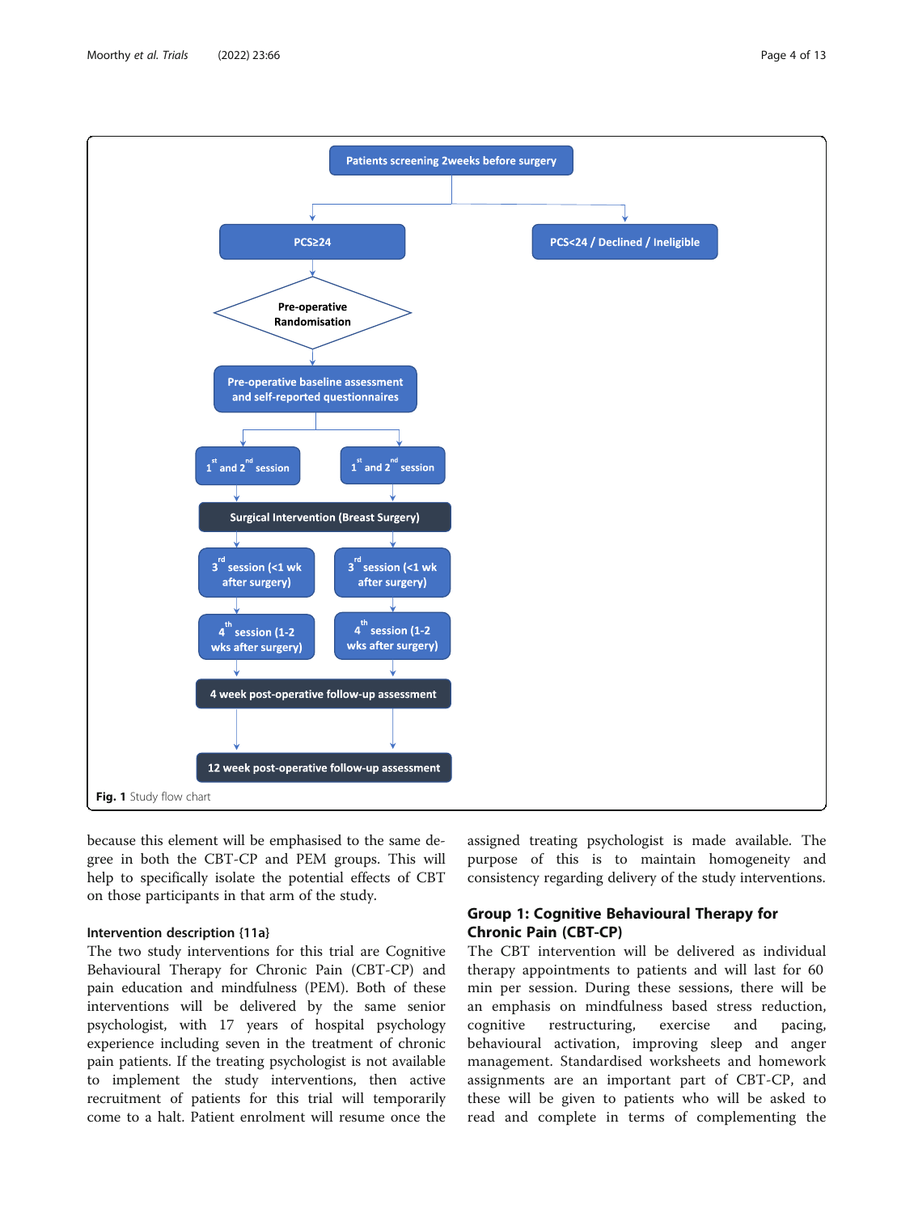Patients screening 2weeks before surgery

PCS≥24

PCS<24 / Declined / Ineligible

Pre-operative Randomisation

Pre-operative baseline assessment and self-reported questionnaires

1st and 2nd session | 1st and 2nd session

Surgical Intervention (Breast Surgery)

3rd session (<1 wk after surgery) | 3rd session (<1 wk after surgery)

4th session (1-2 wks after surgery) | 4th session (1-2 wks after surgery)

4 week post-operative follow-up assessment

12 week post-operative follow-up assessment

**Fig. 1** Study flow chart

because this element will be emphasised to the same degree in both the CBT-CP and PEM groups. This will help to specifically isolate the potential effects of CBT on those participants in that arm of the study.

### Intervention description {11a}

The two study interventions for this trial are Cognitive Behavioural Therapy for Chronic Pain (CBT-CP) and pain education and mindfulness (PEM). Both of these interventions will be delivered by the same senior psychologist, with 17 years of hospital psychology experience including seven in the treatment of chronic pain patients. If the treating psychologist is not available to implement the study interventions, then active recruitment of patients for this trial will temporarily come to a halt. Patient enrolment will resume once the assigned treating psychologist is made available. The purpose of this is to maintain homogeneity and consistency regarding delivery of the study interventions.

## Group 1: Cognitive Behavioural Therapy for Chronic Pain (CBT-CP)

The CBT intervention will be delivered as individual therapy appointments to patients and will last for 60 min per session. During these sessions, there will be an emphasis on mindfulness based stress reduction, cognitive restructuring, exercise and pacing, behavioural activation, improving sleep and anger management. Standardised worksheets and homework assignments are an important part of CBT-CP, and these will be given to patients who will be asked to read and complete in terms of complementing the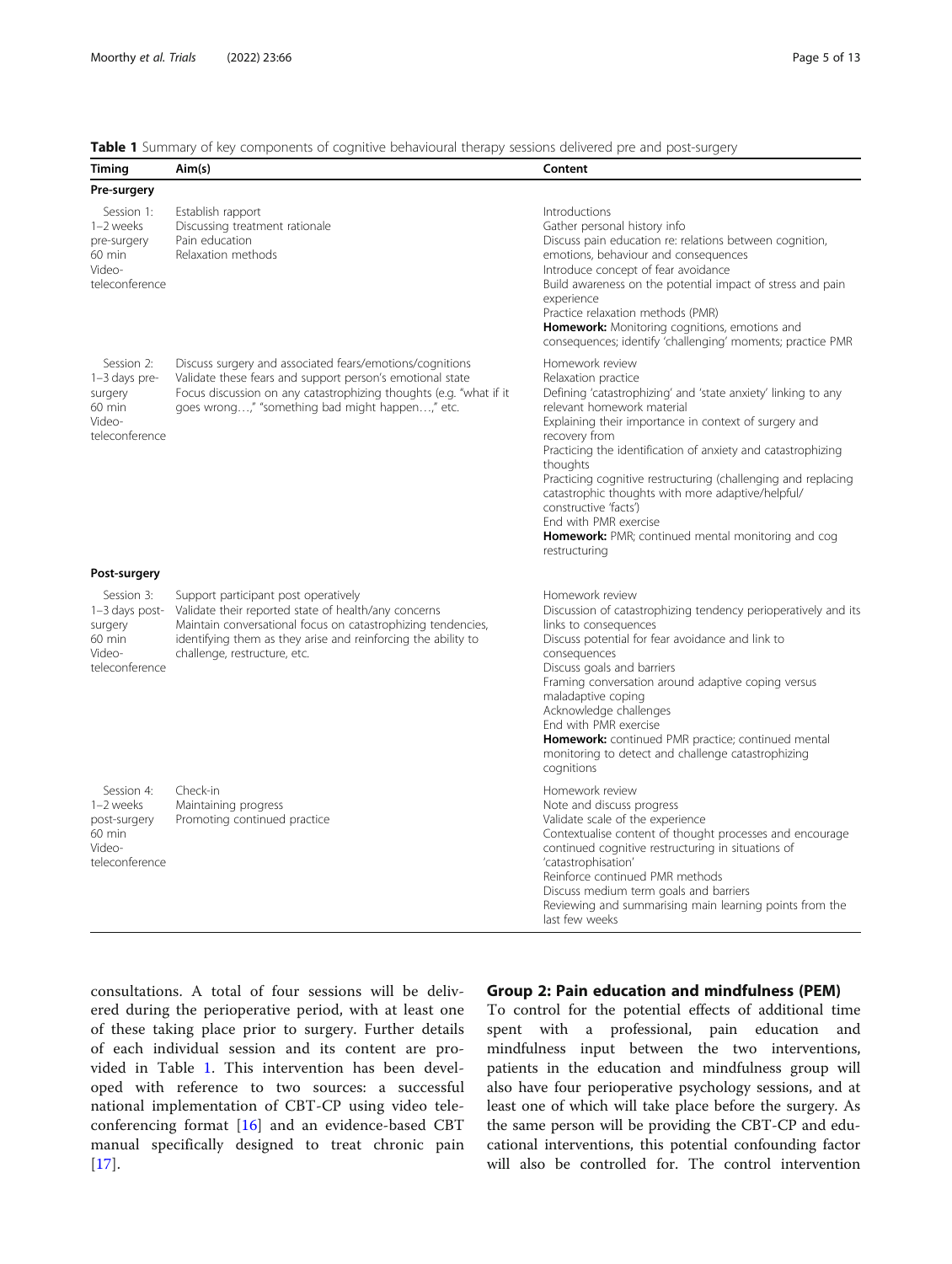**Table 1** Summary of key components of cognitive behavioural therapy sessions delivered pre and post-surgery

| Timing | Aim(s) | Content |
| --- | --- | --- |
| **Pre-surgery** | | |
| Session 1: 1–2 weeks pre-surgery 60 min Video-teleconference | Establish rapport<br>Discussing treatment rationale<br>Pain education<br>Relaxation methods | Introductions<br>Gather personal history info<br>Discuss pain education re: relations between cognition, emotions, behaviour and consequences<br>Introduce concept of fear avoidance<br>Build awareness on the potential impact of stress and pain experience<br>Practice relaxation methods (PMR)<br>**Homework:** Monitoring cognitions, emotions and consequences; identify 'challenging' moments; practice PMR |
| Session 2: 1–3 days pre-surgery 60 min Video-teleconference | Discuss surgery and associated fears/emotions/cognitions<br>Validate these fears and support person's emotional state<br>Focus discussion on any catastrophizing thoughts (e.g. "what if it goes wrong…," "something bad might happen…," etc. | Homework review<br>Relaxation practice<br>Defining 'catastrophizing' and 'state anxiety' linking to any relevant homework material<br>Explaining their importance in context of surgery and recovery from<br>Practicing the identification of anxiety and catastrophizing thoughts<br>Practicing cognitive restructuring (challenging and replacing catastrophic thoughts with more adaptive/helpful/ constructive 'facts')<br>End with PMR exercise<br>**Homework:** PMR; continued mental monitoring and cog restructuring |
| **Post-surgery** | | |
| Session 3: 1–3 days post-surgery 60 min Video-teleconference | Support participant post operatively<br>Validate their reported state of health/any concerns<br>Maintain conversational focus on catastrophizing tendencies, identifying them as they arise and reinforcing the ability to challenge, restructure, etc. | Homework review<br>Discussion of catastrophizing tendency perioperatively and its links to consequences<br>Discuss potential for fear avoidance and link to consequences<br>Discuss goals and barriers<br>Framing conversation around adaptive coping versus maladaptive coping<br>Acknowledge challenges<br>End with PMR exercise<br>**Homework:** continued PMR practice; continued mental monitoring to detect and challenge catastrophizing cognitions |
| Session 4: 1–2 weeks post-surgery 60 min Video-teleconference | Check-in<br>Maintaining progress<br>Promoting continued practice | Homework review<br>Note and discuss progress<br>Validate scale of the experience<br>Contextualise content of thought processes and encourage continued cognitive restructuring in situations of 'catastrophisation'<br>Reinforce continued PMR methods<br>Discuss medium term goals and barriers<br>Reviewing and summarising main learning points from the last few weeks |

consultations. A total of four sessions will be delivered during the perioperative period, with at least one of these taking place prior to surgery. Further details of each individual session and its content are provided in Table 1. This intervention has been developed with reference to two sources: a successful national implementation of CBT-CP using video teleconferencing format [16] and an evidence-based CBT manual specifically designed to treat chronic pain [17].

## Group 2: Pain education and mindfulness (PEM)

To control for the potential effects of additional time spent with a professional, pain education and mindfulness input between the two interventions, patients in the education and mindfulness group will also have four perioperative psychology sessions, and at least one of which will take place before the surgery. As the same person will be providing the CBT-CP and educational interventions, this potential confounding factor will also be controlled for. The control intervention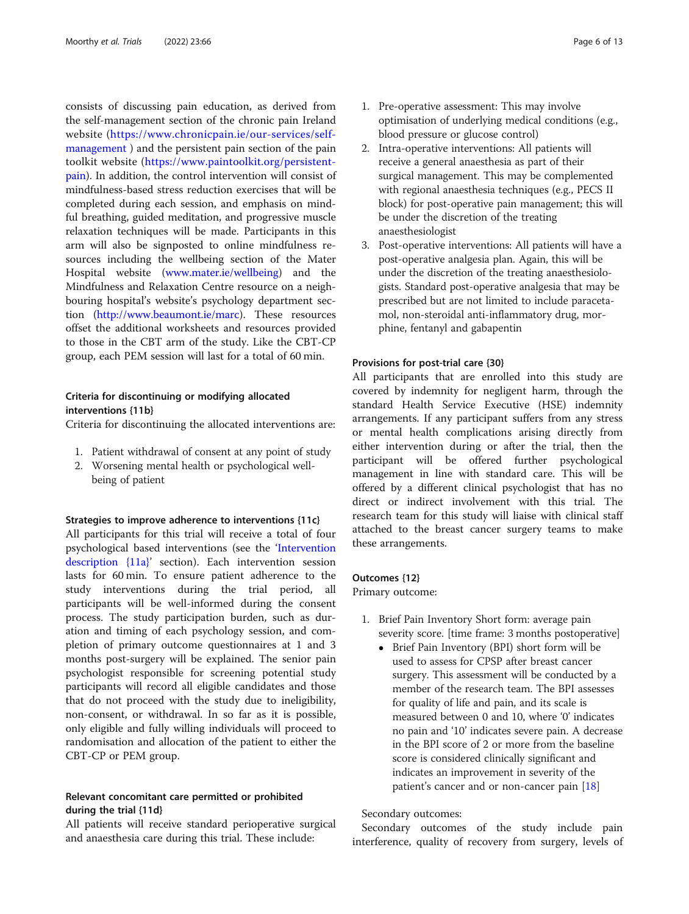consists of discussing pain education, as derived from the self-management section of the chronic pain Ireland website (https://www.chronicpain.ie/our-services/self-management ) and the persistent pain section of the pain toolkit website (https://www.paintoolkit.org/persistent-pain). In addition, the control intervention will consist of mindfulness-based stress reduction exercises that will be completed during each session, and emphasis on mindful breathing, guided meditation, and progressive muscle relaxation techniques will be made. Participants in this arm will also be signposted to online mindfulness resources including the wellbeing section of the Mater Hospital website (www.mater.ie/wellbeing) and the Mindfulness and Relaxation Centre resource on a neighbouring hospital's website's psychology department section (http://www.beaumont.ie/marc). These resources offset the additional worksheets and resources provided to those in the CBT arm of the study. Like the CBT-CP group, each PEM session will last for a total of 60 min.

### Criteria for discontinuing or modifying allocated interventions {11b}

Criteria for discontinuing the allocated interventions are:

1. Patient withdrawal of consent at any point of study
2. Worsening mental health or psychological well-being of patient

### Strategies to improve adherence to interventions {11c}

All participants for this trial will receive a total of four psychological based interventions (see the 'Intervention description {11a}' section). Each intervention session lasts for 60 min. To ensure patient adherence to the study interventions during the trial period, all participants will be well-informed during the consent process. The study participation burden, such as duration and timing of each psychology session, and completion of primary outcome questionnaires at 1 and 3 months post-surgery will be explained. The senior pain psychologist responsible for screening potential study participants will record all eligible candidates and those that do not proceed with the study due to ineligibility, non-consent, or withdrawal. In so far as it is possible, only eligible and fully willing individuals will proceed to randomisation and allocation of the patient to either the CBT-CP or PEM group.

### Relevant concomitant care permitted or prohibited during the trial {11d}

All patients will receive standard perioperative surgical and anaesthesia care during this trial. These include:

1. Pre-operative assessment: This may involve optimisation of underlying medical conditions (e.g., blood pressure or glucose control)
2. Intra-operative interventions: All patients will receive a general anaesthesia as part of their surgical management. This may be complemented with regional anaesthesia techniques (e.g., PECS II block) for post-operative pain management; this will be under the discretion of the treating anaesthesiologist
3. Post-operative interventions: All patients will have a post-operative analgesia plan. Again, this will be under the discretion of the treating anaesthesiologists. Standard post-operative analgesia that may be prescribed but are not limited to include paracetamol, non-steroidal anti-inflammatory drug, morphine, fentanyl and gabapentin

### Provisions for post-trial care {30}

All participants that are enrolled into this study are covered by indemnity for negligent harm, through the standard Health Service Executive (HSE) indemnity arrangements. If any participant suffers from any stress or mental health complications arising directly from either intervention during or after the trial, then the participant will be offered further psychological management in line with standard care. This will be offered by a different clinical psychologist that has no direct or indirect involvement with this trial. The research team for this study will liaise with clinical staff attached to the breast cancer surgery teams to make these arrangements.

### Outcomes {12}

Primary outcome:

1. Brief Pain Inventory Short form: average pain severity score. [time frame: 3 months postoperative]
   - Brief Pain Inventory (BPI) short form will be used to assess for CPSP after breast cancer surgery. This assessment will be conducted by a member of the research team. The BPI assesses for quality of life and pain, and its scale is measured between 0 and 10, where '0' indicates no pain and '10' indicates severe pain. A decrease in the BPI score of 2 or more from the baseline score is considered clinically significant and indicates an improvement in severity of the patient's cancer and or non-cancer pain [18]

Secondary outcomes:

Secondary outcomes of the study include pain interference, quality of recovery from surgery, levels of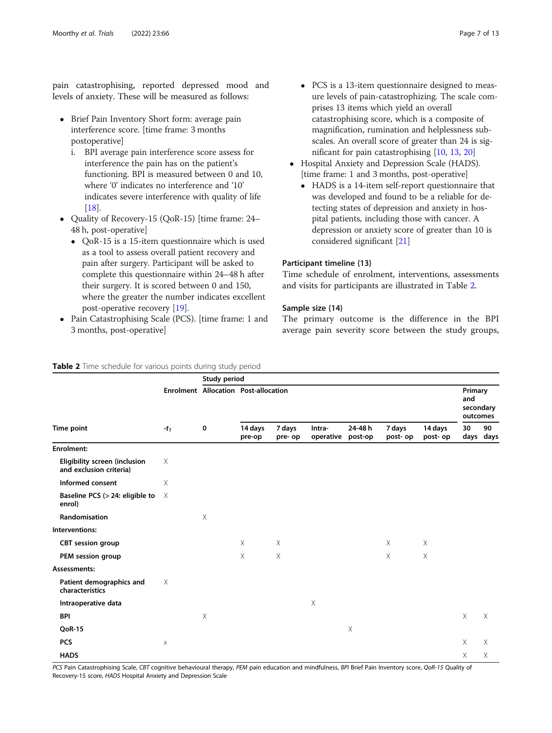pain catastrophising, reported depressed mood and levels of anxiety. These will be measured as follows:

- Brief Pain Inventory Short form: average pain interference score. [time frame: 3 months postoperative]
  i. BPI average pain interference score assess for interference the pain has on the patient's functioning. BPI is measured between 0 and 10, where '0' indicates no interference and '10' indicates severe interference with quality of life [18].
- Quality of Recovery-15 (QoR-15) [time frame: 24–48 h, post-operative]
  - QoR-15 is a 15-item questionnaire which is used as a tool to assess overall patient recovery and pain after surgery. Participant will be asked to complete this questionnaire within 24–48 h after their surgery. It is scored between 0 and 150, where the greater the number indicates excellent post-operative recovery [19].
- Pain Catastrophising Scale (PCS). [time frame: 1 and 3 months, post-operative]
  - PCS is a 13-item questionnaire designed to measure levels of pain-catastrophizing. The scale comprises 13 items which yield an overall catastrophising score, which is a composite of magnification, rumination and helplessness subscales. An overall score of greater than 24 is significant for pain catastrophising [10, 13, 20]
- Hospital Anxiety and Depression Scale (HADS). [time frame: 1 and 3 months, post-operative]
  - HADS is a 14-item self-report questionnaire that was developed and found to be a reliable for detecting states of depression and anxiety in hospital patients, including those with cancer. A depression or anxiety score of greater than 10 is considered significant [21]

### Participant timeline {13}

Time schedule of enrolment, interventions, assessments and visits for participants are illustrated in Table 2.

### Sample size {14}

The primary outcome is the difference in the BPI average pain severity score between the study groups,

**Table 2** Time schedule for various points during study period

| | Study period | | | | | | | | | |
|---|---|---|---|---|---|---|---|---|---|---|
| | Enrolment | Allocation | Post-allocation | | | | | | Primary and secondary outcomes | |
| Time point | $-t_1$ | 0 | 14 days pre-op | 7 days pre- op | Intra-operative | 24-48 h post-op | 7 days post- op | 14 days post- op | 30 days | 90 days |
| **Enrolment:** | | | | | | | | | | |
| Eligibility screen (inclusion and exclusion criteria) | X | | | | | | | | | |
| Informed consent | X | | | | | | | | | |
| Baseline PCS (> 24: eligible to enrol) | X | | | | | | | | | |
| Randomisation | | X | | | | | | | | |
| **Interventions:** | | | | | | | | | | |
| CBT session group | | | X | X | | | X | X | | |
| PEM session group | | | X | X | | | X | X | | |
| **Assessments:** | | | | | | | | | | |
| Patient demographics and characteristics | X | | | | | | | | | |
| Intraoperative data | | | | | X | | | | | |
| BPI | | X | | | | | | | X | X |
| QoR-15 | | | | | | X | | | | |
| PCS | x | | | | | | | | X | X |
| HADS | | | | | | | | | X | X |

*PCS* Pain Catastrophising Scale, *CBT* cognitive behavioural therapy, *PEM* pain education and mindfulness, *BPI* Brief Pain Inventory score, *QoR-15* Quality of Recovery-15 score, *HADS* Hospital Anxiety and Depression Scale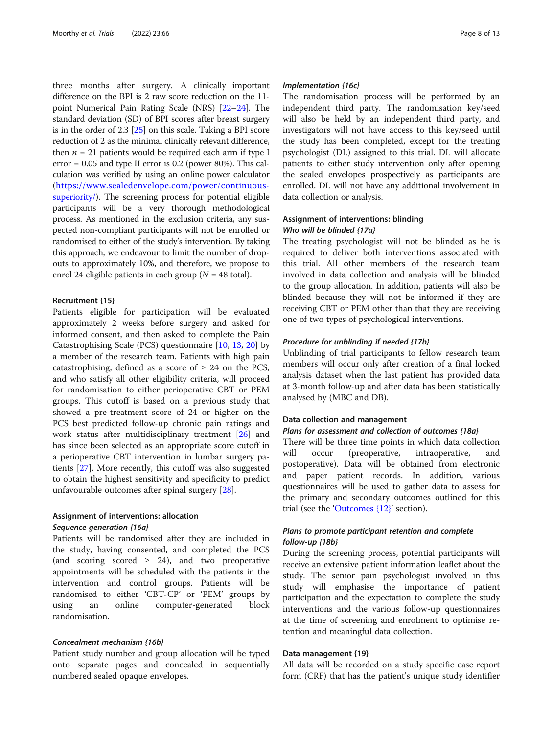three months after surgery. A clinically important difference on the BPI is 2 raw score reduction on the 11-point Numerical Pain Rating Scale (NRS) [22–24]. The standard deviation (SD) of BPI scores after breast surgery is in the order of 2.3 [25] on this scale. Taking a BPI score reduction of 2 as the minimal clinically relevant difference, then $n = 21$ patients would be required each arm if type I error = 0.05 and type II error is 0.2 (power 80%). This calculation was verified by using an online power calculator (https://www.sealedenvelope.com/power/continuous-superiority/). The screening process for potential eligible participants will be a very thorough methodological process. As mentioned in the exclusion criteria, any suspected non-compliant participants will not be enrolled or randomised to either of the study's intervention. By taking this approach, we endeavour to limit the number of drop-outs to approximately 10%, and therefore, we propose to enrol 24 eligible patients in each group ($N = 48$ total).

### Recruitment {15}

Patients eligible for participation will be evaluated approximately 2 weeks before surgery and asked for informed consent, and then asked to complete the Pain Catastrophising Scale (PCS) questionnaire [10, 13, 20] by a member of the research team. Patients with high pain catastrophising, defined as a score of ≥ 24 on the PCS, and who satisfy all other eligibility criteria, will proceed for randomisation to either perioperative CBT or PEM groups. This cutoff is based on a previous study that showed a pre-treatment score of 24 or higher on the PCS best predicted follow-up chronic pain ratings and work status after multidisciplinary treatment [26] and has since been selected as an appropriate score cutoff in a perioperative CBT intervention in lumbar surgery patients [27]. More recently, this cutoff was also suggested to obtain the highest sensitivity and specificity to predict unfavourable outcomes after spinal surgery [28].

### Assignment of interventions: allocation

#### *Sequence generation {16a}*

Patients will be randomised after they are included in the study, having consented, and completed the PCS (and scoring scored ≥ 24), and two preoperative appointments will be scheduled with the patients in the intervention and control groups. Patients will be randomised to either 'CBT-CP' or 'PEM' groups by using an online computer-generated block randomisation.

#### *Concealment mechanism {16b}*

Patient study number and group allocation will be typed onto separate pages and concealed in sequentially numbered sealed opaque envelopes.

#### *Implementation {16c}*

The randomisation process will be performed by an independent third party. The randomisation key/seed will also be held by an independent third party, and investigators will not have access to this key/seed until the study has been completed, except for the treating psychologist (DL) assigned to this trial. DL will allocate patients to either study intervention only after opening the sealed envelopes prospectively as participants are enrolled. DL will not have any additional involvement in data collection or analysis.

### Assignment of interventions: blinding

#### *Who will be blinded {17a}*

The treating psychologist will not be blinded as he is required to deliver both interventions associated with this trial. All other members of the research team involved in data collection and analysis will be blinded to the group allocation. In addition, patients will also be blinded because they will not be informed if they are receiving CBT or PEM other than that they are receiving one of two types of psychological interventions.

#### *Procedure for unblinding if needed {17b}*

Unblinding of trial participants to fellow research team members will occur only after creation of a final locked analysis dataset when the last patient has provided data at 3-month follow-up and after data has been statistically analysed by (MBC and DB).

### Data collection and management

#### *Plans for assessment and collection of outcomes {18a}*

There will be three time points in which data collection will occur (preoperative, intraoperative, and postoperative). Data will be obtained from electronic and paper patient records. In addition, various questionnaires will be used to gather data to assess for the primary and secondary outcomes outlined for this trial (see the 'Outcomes {12}' section).

#### *Plans to promote participant retention and complete follow-up {18b}*

During the screening process, potential participants will receive an extensive patient information leaflet about the study. The senior pain psychologist involved in this study will emphasise the importance of patient participation and the expectation to complete the study interventions and the various follow-up questionnaires at the time of screening and enrolment to optimise retention and meaningful data collection.

### Data management {19}

All data will be recorded on a study specific case report form (CRF) that has the patient's unique study identifier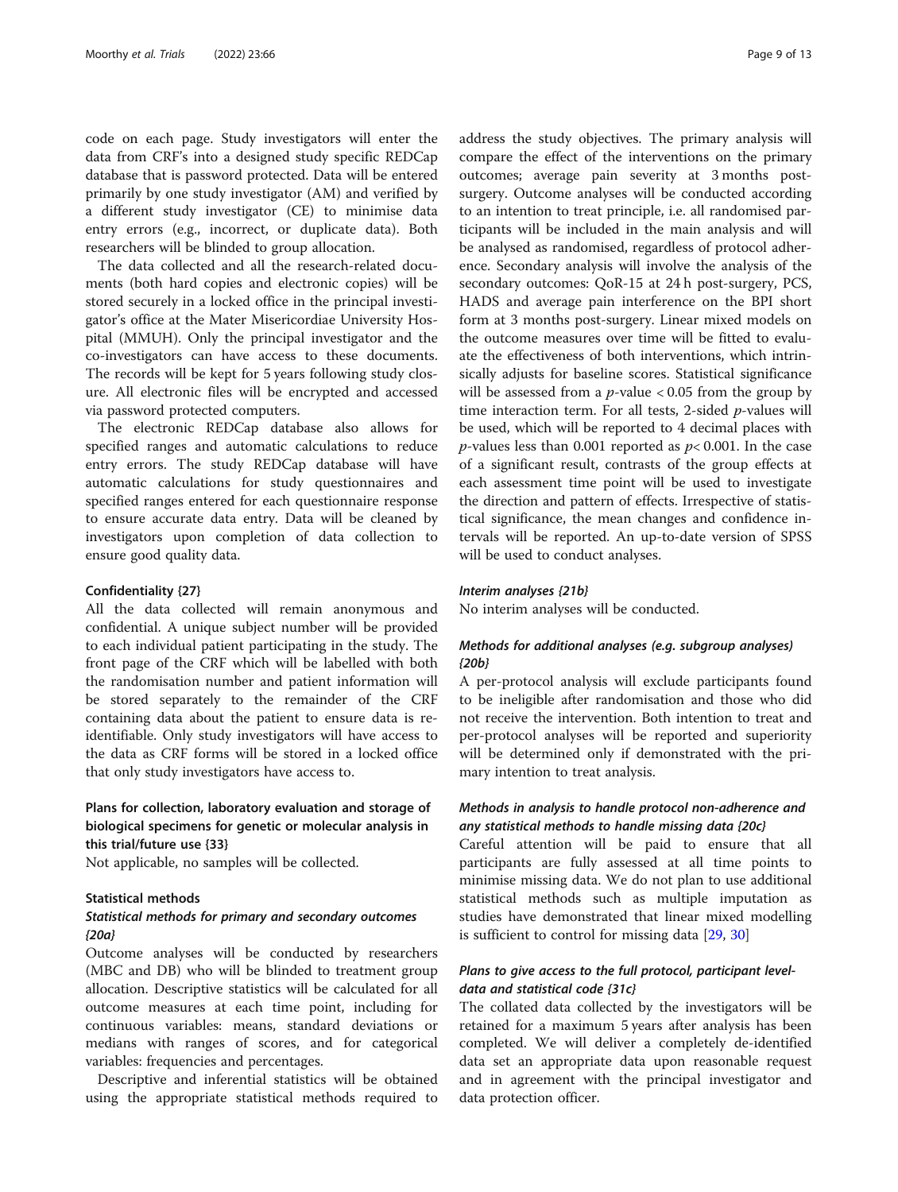code on each page. Study investigators will enter the data from CRF's into a designed study specific REDCap database that is password protected. Data will be entered primarily by one study investigator (AM) and verified by a different study investigator (CE) to minimise data entry errors (e.g., incorrect, or duplicate data). Both researchers will be blinded to group allocation.

The data collected and all the research-related documents (both hard copies and electronic copies) will be stored securely in a locked office in the principal investigator's office at the Mater Misericordiae University Hospital (MMUH). Only the principal investigator and the co-investigators can have access to these documents. The records will be kept for 5 years following study closure. All electronic files will be encrypted and accessed via password protected computers.

The electronic REDCap database also allows for specified ranges and automatic calculations to reduce entry errors. The study REDCap database will have automatic calculations for study questionnaires and specified ranges entered for each questionnaire response to ensure accurate data entry. Data will be cleaned by investigators upon completion of data collection to ensure good quality data.

#### Confidentiality {27}

All the data collected will remain anonymous and confidential. A unique subject number will be provided to each individual patient participating in the study. The front page of the CRF which will be labelled with both the randomisation number and patient information will be stored separately to the remainder of the CRF containing data about the patient to ensure data is re-identifiable. Only study investigators will have access to the data as CRF forms will be stored in a locked office that only study investigators have access to.

### Plans for collection, laboratory evaluation and storage of biological specimens for genetic or molecular analysis in this trial/future use {33}

Not applicable, no samples will be collected.

#### Statistical methods

### *Statistical methods for primary and secondary outcomes {20a}*

Outcome analyses will be conducted by researchers (MBC and DB) who will be blinded to treatment group allocation. Descriptive statistics will be calculated for all outcome measures at each time point, including for continuous variables: means, standard deviations or medians with ranges of scores, and for categorical variables: frequencies and percentages.

Descriptive and inferential statistics will be obtained using the appropriate statistical methods required to address the study objectives. The primary analysis will compare the effect of the interventions on the primary outcomes; average pain severity at 3 months post-surgery. Outcome analyses will be conducted according to an intention to treat principle, i.e. all randomised participants will be included in the main analysis and will be analysed as randomised, regardless of protocol adherence. Secondary analysis will involve the analysis of the secondary outcomes: QoR-15 at 24 h post-surgery, PCS, HADS and average pain interference on the BPI short form at 3 months post-surgery. Linear mixed models on the outcome measures over time will be fitted to evaluate the effectiveness of both interventions, which intrinsically adjusts for baseline scores. Statistical significance will be assessed from a $p$-value $< 0.05$ from the group by time interaction term. For all tests, 2-sided $p$-values will be used, which will be reported to 4 decimal places with $p$-values less than 0.001 reported as $p < 0.001$. In the case of a significant result, contrasts of the group effects at each assessment time point will be used to investigate the direction and pattern of effects. Irrespective of statistical significance, the mean changes and confidence intervals will be reported. An up-to-date version of SPSS will be used to conduct analyses.

### *Interim analyses {21b}*

No interim analyses will be conducted.

### *Methods for additional analyses (e.g. subgroup analyses) {20b}*

A per-protocol analysis will exclude participants found to be ineligible after randomisation and those who did not receive the intervention. Both intention to treat and per-protocol analyses will be reported and superiority will be determined only if demonstrated with the primary intention to treat analysis.

### *Methods in analysis to handle protocol non-adherence and any statistical methods to handle missing data {20c}*

Careful attention will be paid to ensure that all participants are fully assessed at all time points to minimise missing data. We do not plan to use additional statistical methods such as multiple imputation as studies have demonstrated that linear mixed modelling is sufficient to control for missing data [29, 30]

### *Plans to give access to the full protocol, participant level-data and statistical code {31c}*

The collated data collected by the investigators will be retained for a maximum 5 years after analysis has been completed. We will deliver a completely de-identified data set an appropriate data upon reasonable request and in agreement with the principal investigator and data protection officer.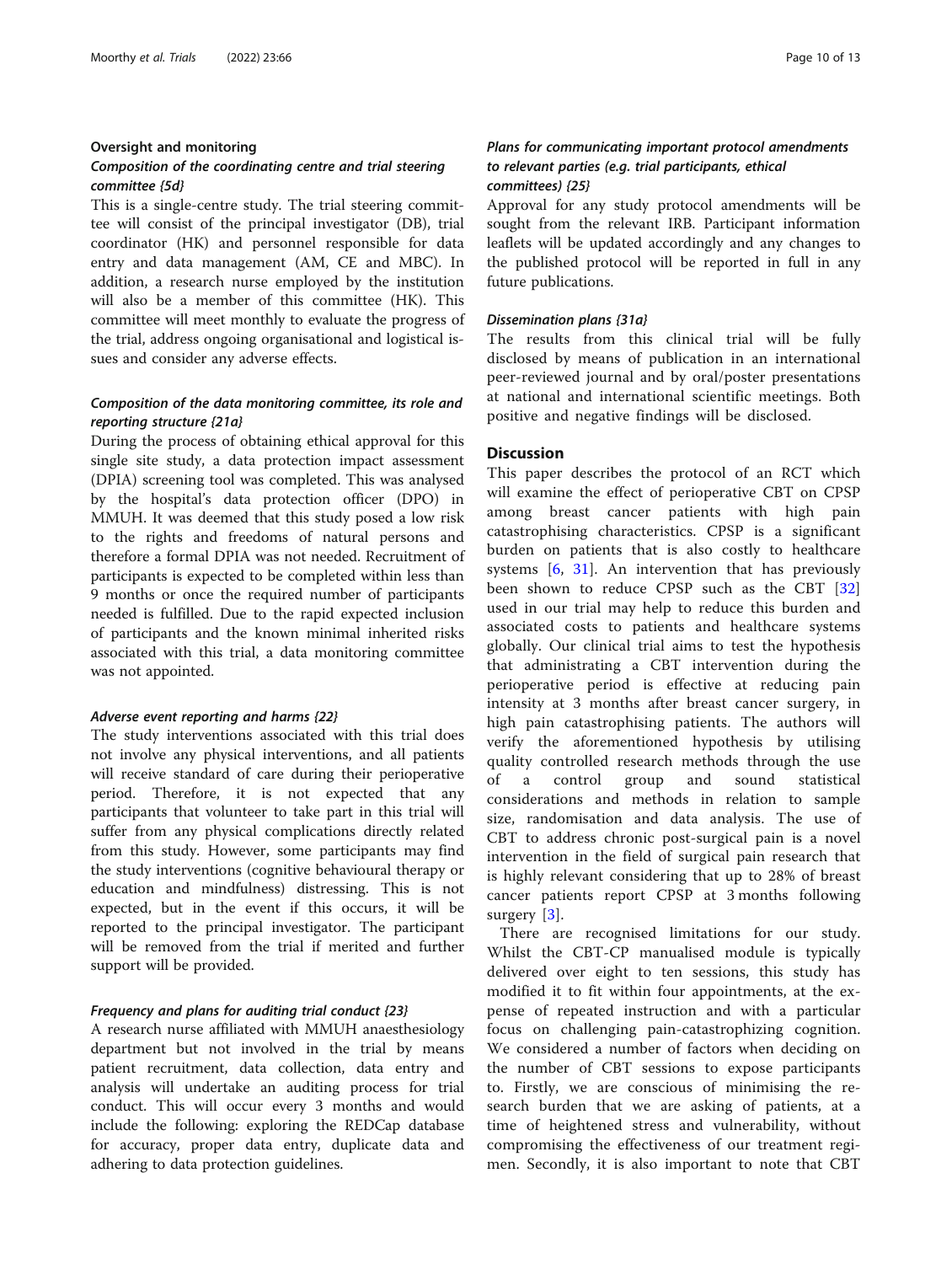## Oversight and monitoring

### Composition of the coordinating centre and trial steering committee {5d}

This is a single-centre study. The trial steering committee will consist of the principal investigator (DB), trial coordinator (HK) and personnel responsible for data entry and data management (AM, CE and MBC). In addition, a research nurse employed by the institution will also be a member of this committee (HK). This committee will meet monthly to evaluate the progress of the trial, address ongoing organisational and logistical issues and consider any adverse effects.

### Composition of the data monitoring committee, its role and reporting structure {21a}

During the process of obtaining ethical approval for this single site study, a data protection impact assessment (DPIA) screening tool was completed. This was analysed by the hospital's data protection officer (DPO) in MMUH. It was deemed that this study posed a low risk to the rights and freedoms of natural persons and therefore a formal DPIA was not needed. Recruitment of participants is expected to be completed within less than 9 months or once the required number of participants needed is fulfilled. Due to the rapid expected inclusion of participants and the known minimal inherited risks associated with this trial, a data monitoring committee was not appointed.

### Adverse event reporting and harms {22}

The study interventions associated with this trial does not involve any physical interventions, and all patients will receive standard of care during their perioperative period. Therefore, it is not expected that any participants that volunteer to take part in this trial will suffer from any physical complications directly related from this study. However, some participants may find the study interventions (cognitive behavioural therapy or education and mindfulness) distressing. This is not expected, but in the event if this occurs, it will be reported to the principal investigator. The participant will be removed from the trial if merited and further support will be provided.

### Frequency and plans for auditing trial conduct {23}

A research nurse affiliated with MMUH anaesthesiology department but not involved in the trial by means patient recruitment, data collection, data entry and analysis will undertake an auditing process for trial conduct. This will occur every 3 months and would include the following: exploring the REDCap database for accuracy, proper data entry, duplicate data and adhering to data protection guidelines.

### Plans for communicating important protocol amendments to relevant parties (e.g. trial participants, ethical committees) {25}

Approval for any study protocol amendments will be sought from the relevant IRB. Participant information leaflets will be updated accordingly and any changes to the published protocol will be reported in full in any future publications.

### Dissemination plans {31a}

The results from this clinical trial will be fully disclosed by means of publication in an international peer-reviewed journal and by oral/poster presentations at national and international scientific meetings. Both positive and negative findings will be disclosed.

## Discussion

This paper describes the protocol of an RCT which will examine the effect of perioperative CBT on CPSP among breast cancer patients with high pain catastrophising characteristics. CPSP is a significant burden on patients that is also costly to healthcare systems [6, 31]. An intervention that has previously been shown to reduce CPSP such as the CBT [32] used in our trial may help to reduce this burden and associated costs to patients and healthcare systems globally. Our clinical trial aims to test the hypothesis that administrating a CBT intervention during the perioperative period is effective at reducing pain intensity at 3 months after breast cancer surgery, in high pain catastrophising patients. The authors will verify the aforementioned hypothesis by utilising quality controlled research methods through the use of a control group and sound statistical considerations and methods in relation to sample size, randomisation and data analysis. The use of CBT to address chronic post-surgical pain is a novel intervention in the field of surgical pain research that is highly relevant considering that up to 28% of breast cancer patients report CPSP at 3 months following surgery [3].

There are recognised limitations for our study. Whilst the CBT-CP manualised module is typically delivered over eight to ten sessions, this study has modified it to fit within four appointments, at the expense of repeated instruction and with a particular focus on challenging pain-catastrophizing cognition. We considered a number of factors when deciding on the number of CBT sessions to expose participants to. Firstly, we are conscious of minimising the research burden that we are asking of patients, at a time of heightened stress and vulnerability, without compromising the effectiveness of our treatment regimen. Secondly, it is also important to note that CBT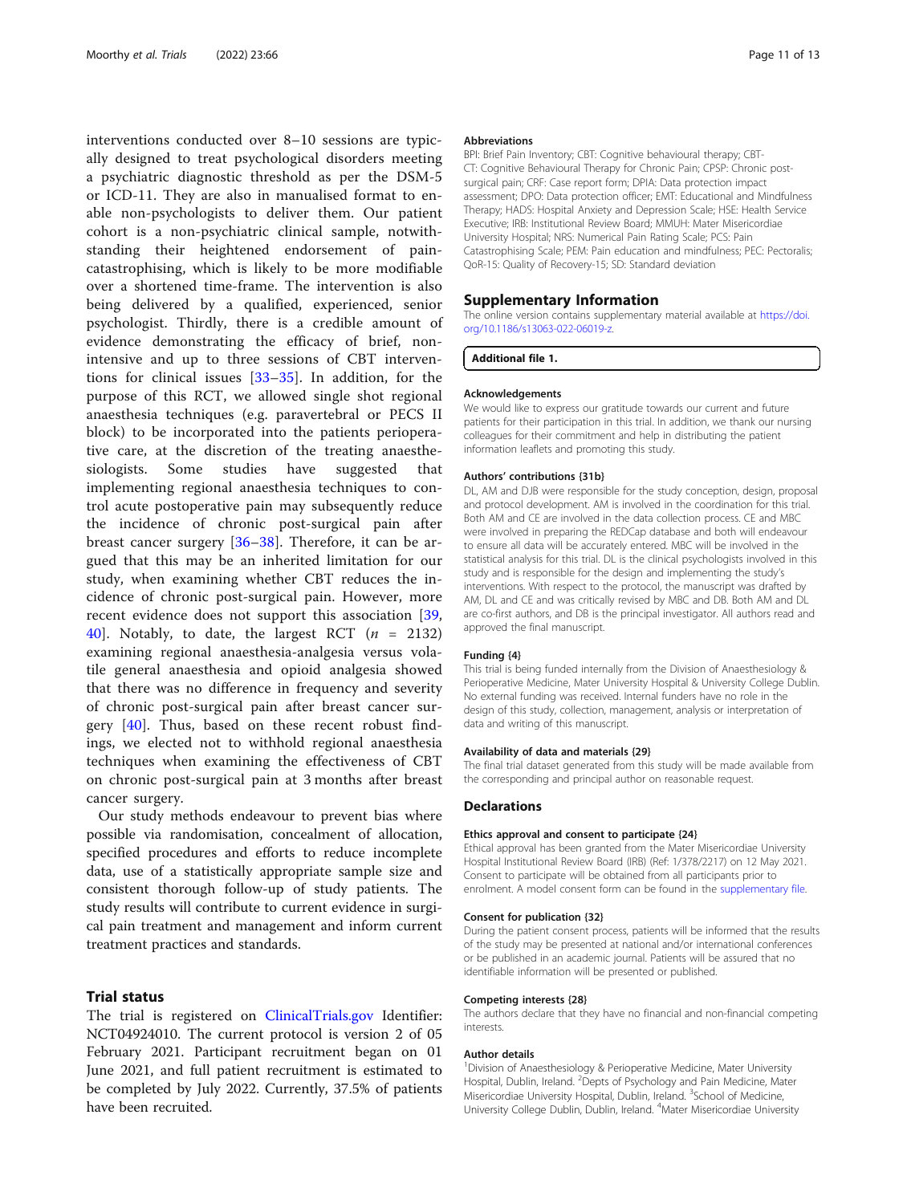interventions conducted over 8–10 sessions are typically designed to treat psychological disorders meeting a psychiatric diagnostic threshold as per the DSM-5 or ICD-11. They are also in manualised format to enable non-psychologists to deliver them. Our patient cohort is a non-psychiatric clinical sample, notwithstanding their heightened endorsement of pain-catastrophising, which is likely to be more modifiable over a shortened time-frame. The intervention is also being delivered by a qualified, experienced, senior psychologist. Thirdly, there is a credible amount of evidence demonstrating the efficacy of brief, non-intensive and up to three sessions of CBT interventions for clinical issues [33–35]. In addition, for the purpose of this RCT, we allowed single shot regional anaesthesia techniques (e.g. paravertebral or PECS II block) to be incorporated into the patients perioperative care, at the discretion of the treating anaesthesiologists. Some studies have suggested that implementing regional anaesthesia techniques to control acute postoperative pain may subsequently reduce the incidence of chronic post-surgical pain after breast cancer surgery [36–38]. Therefore, it can be argued that this may be an inherited limitation for our study, when examining whether CBT reduces the incidence of chronic post-surgical pain. However, more recent evidence does not support this association [39, 40]. Notably, to date, the largest RCT ($n$ = 2132) examining regional anaesthesia-analgesia versus volatile general anaesthesia and opioid analgesia showed that there was no difference in frequency and severity of chronic post-surgical pain after breast cancer surgery [40]. Thus, based on these recent robust findings, we elected not to withhold regional anaesthesia techniques when examining the effectiveness of CBT on chronic post-surgical pain at 3 months after breast cancer surgery.

Our study methods endeavour to prevent bias where possible via randomisation, concealment of allocation, specified procedures and efforts to reduce incomplete data, use of a statistically appropriate sample size and consistent thorough follow-up of study patients. The study results will contribute to current evidence in surgical pain treatment and management and inform current treatment practices and standards.

## Trial status

The trial is registered on ClinicalTrials.gov Identifier: NCT04924010. The current protocol is version 2 of 05 February 2021. Participant recruitment began on 01 June 2021, and full patient recruitment is estimated to be completed by July 2022. Currently, 37.5% of patients have been recruited.

### Abbreviations

BPI: Brief Pain Inventory; CBT: Cognitive behavioural therapy; CBT-CT: Cognitive Behavioural Therapy for Chronic Pain; CPSP: Chronic post-surgical pain; CRF: Case report form; DPIA: Data protection impact assessment; DPO: Data protection officer; EMT: Educational and Mindfulness Therapy; HADS: Hospital Anxiety and Depression Scale; HSE: Health Service Executive; IRB: Institutional Review Board; MMUH: Mater Misericordiae University Hospital; NRS: Numerical Pain Rating Scale; PCS: Pain Catastrophising Scale; PEM: Pain education and mindfulness; PEC: Pectoralis; QoR-15: Quality of Recovery-15; SD: Standard deviation

## Supplementary Information

The online version contains supplementary material available at https://doi.org/10.1186/s13063-022-06019-z.

**Additional file 1.**

### Acknowledgements

We would like to express our gratitude towards our current and future patients for their participation in this trial. In addition, we thank our nursing colleagues for their commitment and help in distributing the patient information leaflets and promoting this study.

### Authors' contributions {31b}

DL, AM and DJB were responsible for the study conception, design, proposal and protocol development. AM is involved in the coordination for this trial. Both AM and CE are involved in the data collection process. CE and MBC were involved in preparing the REDCap database and both will endeavour to ensure all data will be accurately entered. MBC will be involved in the statistical analysis for this trial. DL is the clinical psychologists involved in this study and is responsible for the design and implementing the study's interventions. With respect to the protocol, the manuscript was drafted by AM, DL and CE and was critically revised by MBC and DB. Both AM and DL are co-first authors, and DB is the principal investigator. All authors read and approved the final manuscript.

### Funding {4}

This trial is being funded internally from the Division of Anaesthesiology & Perioperative Medicine, Mater University Hospital & University College Dublin. No external funding was received. Internal funders have no role in the design of this study, collection, management, analysis or interpretation of data and writing of this manuscript.

### Availability of data and materials {29}

The final trial dataset generated from this study will be made available from the corresponding and principal author on reasonable request.

## Declarations

### Ethics approval and consent to participate {24}

Ethical approval has been granted from the Mater Misericordiae University Hospital Institutional Review Board (IRB) (Ref: 1/378/2217) on 12 May 2021. Consent to participate will be obtained from all participants prior to enrolment. A model consent form can be found in the supplementary file.

### Consent for publication {32}

During the patient consent process, patients will be informed that the results of the study may be presented at national and/or international conferences or be published in an academic journal. Patients will be assured that no identifiable information will be presented or published.

### Competing interests {28}

The authors declare that they have no financial and non-financial competing interests.

### Author details

[1]Division of Anaesthesiology & Perioperative Medicine, Mater University Hospital, Dublin, Ireland. [2]Depts of Psychology and Pain Medicine, Mater Misericordiae University Hospital, Dublin, Ireland. [3]School of Medicine, University College Dublin, Dublin, Ireland. [4]Mater Misericordiae University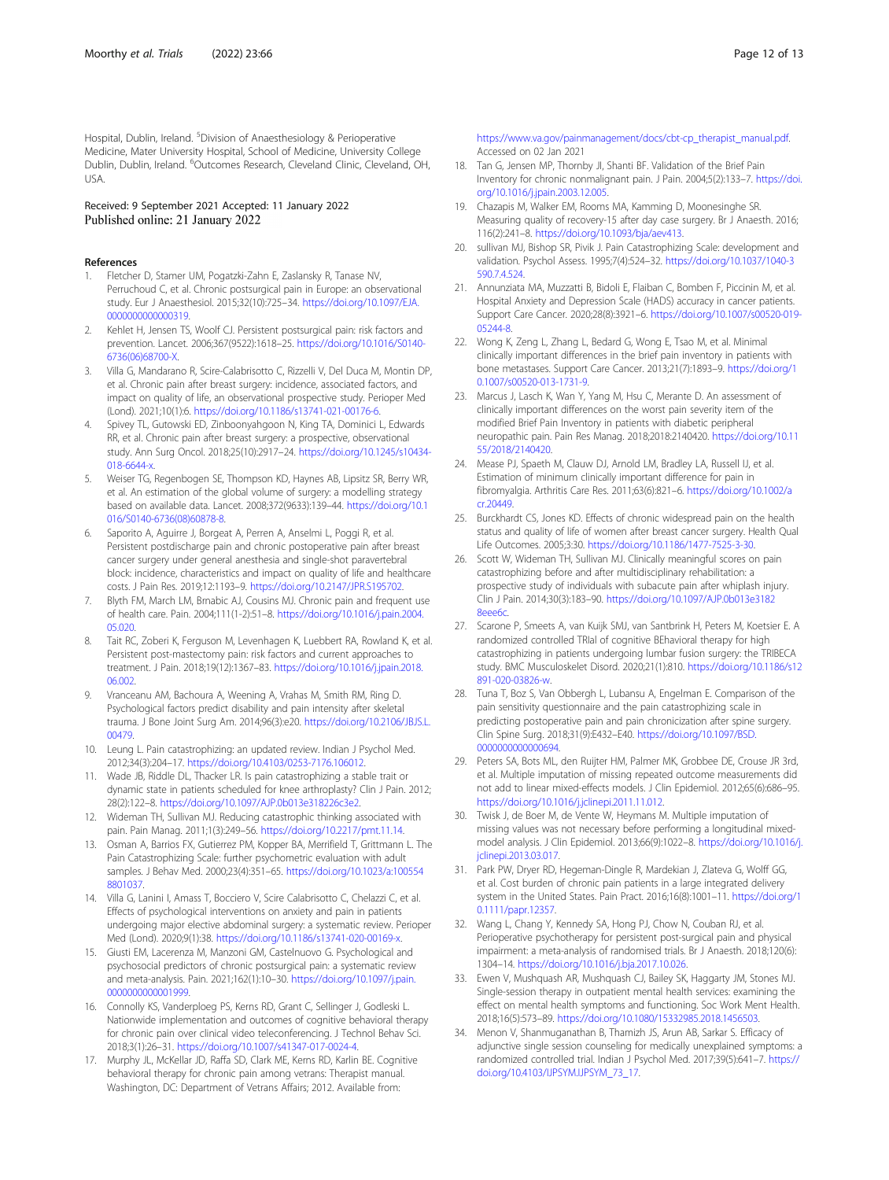Hospital, Dublin, Ireland. [5]Division of Anaesthesiology & Perioperative Medicine, Mater University Hospital, School of Medicine, University College Dublin, Dublin, Ireland. [6]Outcomes Research, Cleveland Clinic, Cleveland, OH, USA.

Received: 9 September 2021 Accepted: 11 January 2022
Published online: 21 January 2022

## References

1. Fletcher D, Stamer UM, Pogatzki-Zahn E, Zaslansky R, Tanase NV, Perruchoud C, et al. Chronic postsurgical pain in Europe: an observational study. Eur J Anaesthesiol. 2015;32(10):725–34. https://doi.org/10.1097/EJA.0000000000000319.
2. Kehlet H, Jensen TS, Woolf CJ. Persistent postsurgical pain: risk factors and prevention. Lancet. 2006;367(9522):1618–25. https://doi.org/10.1016/S0140-6736(06)68700-X.
3. Villa G, Mandarano R, Scire-Calabrisotto C, Rizzelli V, Del Duca M, Montin DP, et al. Chronic pain after breast surgery: incidence, associated factors, and impact on quality of life, an observational prospective study. Perioper Med (Lond). 2021;10(1):6. https://doi.org/10.1186/s13741-021-00176-6.
4. Spivey TL, Gutowski ED, Zinboonyahgoon N, King TA, Dominici L, Edwards RR, et al. Chronic pain after breast surgery: a prospective, observational study. Ann Surg Oncol. 2018;25(10):2917–24. https://doi.org/10.1245/s10434-018-6644-x.
5. Weiser TG, Regenbogen SE, Thompson KD, Haynes AB, Lipsitz SR, Berry WR, et al. An estimation of the global volume of surgery: a modelling strategy based on available data. Lancet. 2008;372(9633):139–44. https://doi.org/10.1016/S0140-6736(08)60878-8.
6. Saporito A, Aguirre J, Borgeat A, Perren A, Anselmi L, Poggi R, et al. Persistent postdischarge pain and chronic postoperative pain after breast cancer surgery under general anesthesia and single-shot paravertebral block: incidence, characteristics and impact on quality of life and healthcare costs. J Pain Res. 2019;12:1193–9. https://doi.org/10.2147/JPR.S195702.
7. Blyth FM, March LM, Brnabic AJ, Cousins MJ. Chronic pain and frequent use of health care. Pain. 2004;111(1-2):51–8. https://doi.org/10.1016/j.pain.2004.05.020.
8. Tait RC, Zoberi K, Ferguson M, Levenhagen K, Luebbert RA, Rowland K, et al. Persistent post-mastectomy pain: risk factors and current approaches to treatment. J Pain. 2018;19(12):1367–83. https://doi.org/10.1016/j.jpain.2018.06.002.
9. Vranceanu AM, Bachoura A, Weening A, Vrahas M, Smith RM, Ring D. Psychological factors predict disability and pain intensity after skeletal trauma. J Bone Joint Surg Am. 2014;96(3):e20. https://doi.org/10.2106/JBJS.L.00479.
10. Leung L. Pain catastrophizing: an updated review. Indian J Psychol Med. 2012;34(3):204–17. https://doi.org/10.4103/0253-7176.106012.
11. Wade JB, Riddle DL, Thacker LR. Is pain catastrophizing a stable trait or dynamic state in patients scheduled for knee arthroplasty? Clin J Pain. 2012;28(2):122–8. https://doi.org/10.1097/AJP.0b013e318226c3e2.
12. Wideman TH, Sullivan MJ. Reducing catastrophic thinking associated with pain. Pain Manag. 2011;1(3):249–56. https://doi.org/10.2217/pmt.11.14.
13. Osman A, Barrios FX, Gutierrez PM, Kopper BA, Merrifield T, Grittmann L. The Pain Catastrophizing Scale: further psychometric evaluation with adult samples. J Behav Med. 2000;23(4):351–65. https://doi.org/10.1023/a:1005548801037.
14. Villa G, Lanini I, Amass T, Bocciero V, Scire Calabrisotto C, Chelazzi C, et al. Effects of psychological interventions on anxiety and pain in patients undergoing major elective abdominal surgery: a systematic review. Perioper Med (Lond). 2020;9(1):38. https://doi.org/10.1186/s13741-020-00169-x.
15. Giusti EM, Lacerenza M, Manzoni GM, Castelnuovo G. Psychological and psychosocial predictors of chronic postsurgical pain: a systematic review and meta-analysis. Pain. 2021;162(1):10–30. https://doi.org/10.1097/j.pain.0000000000001999.
16. Connolly KS, Vanderploeg PS, Kerns RD, Grant C, Sellinger J, Godleski L. Nationwide implementation and outcomes of cognitive behavioral therapy for chronic pain over clinical video teleconferencing. J Technol Behav Sci. 2018;3(1):26–31. https://doi.org/10.1007/s41347-017-0024-4.
17. Murphy JL, McKellar JD, Raffa SD, Clark ME, Kerns RD, Karlin BE. Cognitive behavioral therapy for chronic pain among vetrans: Therapist manual. Washington, DC: Department of Vetrans Affairs; 2012. Available from: https://www.va.gov/painmanagement/docs/cbt-cp_therapist_manual.pdf. Accessed on 02 Jan 2021
18. Tan G, Jensen MP, Thornby JI, Shanti BF. Validation of the Brief Pain Inventory for chronic nonmalignant pain. J Pain. 2004;5(2):133–7. https://doi.org/10.1016/j.jpain.2003.12.005.
19. Chazapis M, Walker EM, Rooms MA, Kamming D, Moonesinghe SR. Measuring quality of recovery-15 after day case surgery. Br J Anaesth. 2016;116(2):241–8. https://doi.org/10.1093/bja/aev413.
20. sullivan MJ, Bishop SR, Pivik J. Pain Catastrophizing Scale: development and validation. Psychol Assess. 1995;7(4):524–32. https://doi.org/10.1037/1040-3590.7.4.524.
21. Annunziata MA, Muzzatti B, Bidoli E, Flaiban C, Bomben F, Piccinin M, et al. Hospital Anxiety and Depression Scale (HADS) accuracy in cancer patients. Support Care Cancer. 2020;28(8):3921–6. https://doi.org/10.1007/s00520-019-05244-8.
22. Wong K, Zeng L, Zhang L, Bedard G, Wong E, Tsao M, et al. Minimal clinically important differences in the brief pain inventory in patients with bone metastases. Support Care Cancer. 2013;21(7):1893–9. https://doi.org/10.1007/s00520-013-1731-9.
23. Marcus J, Lasch K, Wan Y, Yang M, Hsu C, Merante D. An assessment of clinically important differences on the worst pain severity item of the modified Brief Pain Inventory in patients with diabetic peripheral neuropathic pain. Pain Res Manag. 2018;2018:2140420. https://doi.org/10.1155/2018/2140420.
24. Mease PJ, Spaeth M, Clauw DJ, Arnold LM, Bradley LA, Russell IJ, et al. Estimation of minimum clinically important difference for pain in fibromyalgia. Arthritis Care Res. 2011;63(6):821–6. https://doi.org/10.1002/acr.20449.
25. Burckhardt CS, Jones KD. Effects of chronic widespread pain on the health status and quality of life of women after breast cancer surgery. Health Qual Life Outcomes. 2005;3:30. https://doi.org/10.1186/1477-7525-3-30.
26. Scott W, Wideman TH, Sullivan MJ. Clinically meaningful scores on pain catastrophizing before and after multidisciplinary rehabilitation: a prospective study of individuals with subacute pain after whiplash injury. Clin J Pain. 2014;30(3):183–90. https://doi.org/10.1097/AJP.0b013e31828eee6c.
27. Scarone P, Smeets A, van Kuijk SMJ, van Santbrink H, Peters M, Koetsier E. A randomized controlled TRIal of cognitive BEhavioral therapy for high catastrophizing in patients undergoing lumbar fusion surgery: the TRIBECA study. BMC Musculoskelet Disord. 2020;21(1):810. https://doi.org/10.1186/s12891-020-03826-w.
28. Tuna T, Boz S, Van Obbergh L, Lubansu A, Engelman E. Comparison of the pain sensitivity questionnaire and the pain catastrophizing scale in predicting postoperative pain and pain chronicization after spine surgery. Clin Spine Surg. 2018;31(9):E432–E40. https://doi.org/10.1097/BSD.0000000000000694.
29. Peters SA, Bots ML, den Ruijter HM, Palmer MK, Grobbee DE, Crouse JR 3rd, et al. Multiple imputation of missing repeated outcome measurements did not add to linear mixed-effects models. J Clin Epidemiol. 2012;65(6):686–95. https://doi.org/10.1016/j.jclinepi.2011.11.012.
30. Twisk J, de Boer M, de Vente W, Heymans M. Multiple imputation of missing values was not necessary before performing a longitudinal mixed-model analysis. J Clin Epidemiol. 2013;66(9):1022–8. https://doi.org/10.1016/j.jclinepi.2013.03.017.
31. Park PW, Dryer RD, Hegeman-Dingle R, Mardekian J, Zlateva G, Wolff GG, et al. Cost burden of chronic pain patients in a large integrated delivery system in the United States. Pain Pract. 2016;16(8):1001–11. https://doi.org/10.1111/papr.12357.
32. Wang L, Chang Y, Kennedy SA, Hong PJ, Chow N, Couban RJ, et al. Perioperative psychotherapy for persistent post-surgical pain and physical impairment: a meta-analysis of randomised trials. Br J Anaesth. 2018;120(6):1304–14. https://doi.org/10.1016/j.bja.2017.10.026.
33. Ewen V, Mushquash AR, Mushquash CJ, Bailey SK, Haggarty JM, Stones MJ. Single-session therapy in outpatient mental health services: examining the effect on mental health symptoms and functioning. Soc Work Ment Health. 2018;16(5):573–89. https://doi.org/10.1080/15332985.2018.1456503.
34. Menon V, Shanmuganathan B, Thamizh JS, Arun AB, Sarkar S. Efficacy of adjunctive single session counseling for medically unexplained symptoms: a randomized controlled trial. Indian J Psychol Med. 2017;39(5):641–7. https://doi.org/10.4103/IJPSYM.IJPSYM_73_17.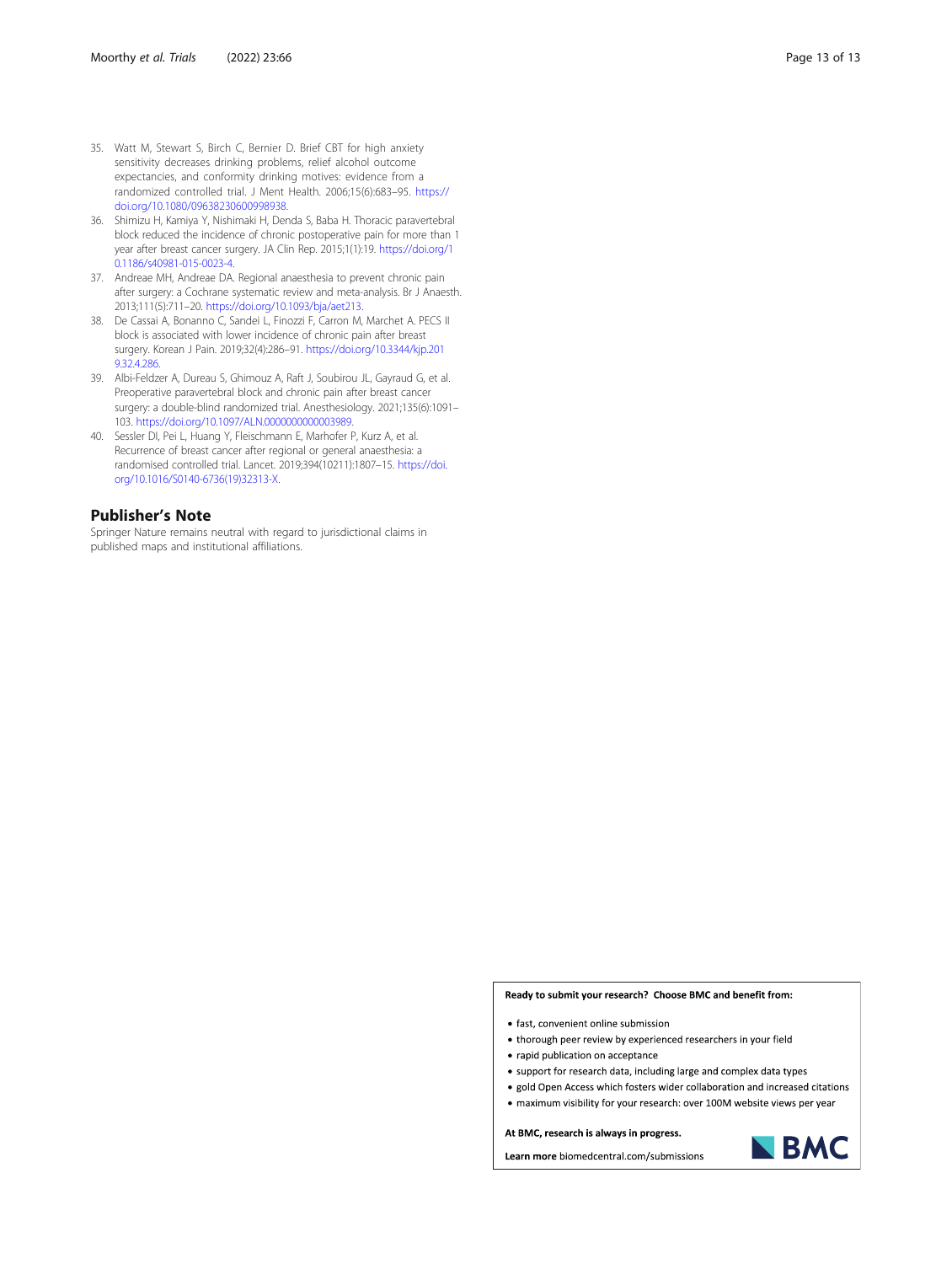35. Watt M, Stewart S, Birch C, Bernier D. Brief CBT for high anxiety sensitivity decreases drinking problems, relief alcohol outcome expectancies, and conformity drinking motives: evidence from a randomized controlled trial. J Ment Health. 2006;15(6):683–95. https://doi.org/10.1080/09638230600998938.
36. Shimizu H, Kamiya Y, Nishimaki H, Denda S, Baba H. Thoracic paravertebral block reduced the incidence of chronic postoperative pain for more than 1 year after breast cancer surgery. JA Clin Rep. 2015;1(1):19. https://doi.org/10.1186/s40981-015-0023-4.
37. Andreae MH, Andreae DA. Regional anaesthesia to prevent chronic pain after surgery: a Cochrane systematic review and meta-analysis. Br J Anaesth. 2013;111(5):711–20. https://doi.org/10.1093/bja/aet213.
38. De Cassai A, Bonanno C, Sandei L, Finozzi F, Carron M, Marchet A. PECS II block is associated with lower incidence of chronic pain after breast surgery. Korean J Pain. 2019;32(4):286–91. https://doi.org/10.3344/kjp.2019.32.4.286.
39. Albi-Feldzer A, Dureau S, Ghimouz A, Raft J, Soubirou JL, Gayraud G, et al. Preoperative paravertebral block and chronic pain after breast cancer surgery: a double-blind randomized trial. Anesthesiology. 2021;135(6):1091–103. https://doi.org/10.1097/ALN.0000000000003989.
40. Sessler DI, Pei L, Huang Y, Fleischmann E, Marhofer P, Kurz A, et al. Recurrence of breast cancer after regional or general anaesthesia: a randomised controlled trial. Lancet. 2019;394(10211):1807–15. https://doi.org/10.1016/S0140-6736(19)32313-X.

## Publisher's Note

Springer Nature remains neutral with regard to jurisdictional claims in published maps and institutional affiliations.

**Ready to submit your research? Choose BMC and benefit from:**

- fast, convenient online submission
- thorough peer review by experienced researchers in your field
- rapid publication on acceptance
- support for research data, including large and complex data types
- gold Open Access which fosters wider collaboration and increased citations
- maximum visibility for your research: over 100M website views per year

**At BMC, research is always in progress.**

**Learn more** biomedcentral.com/submissions

BMC